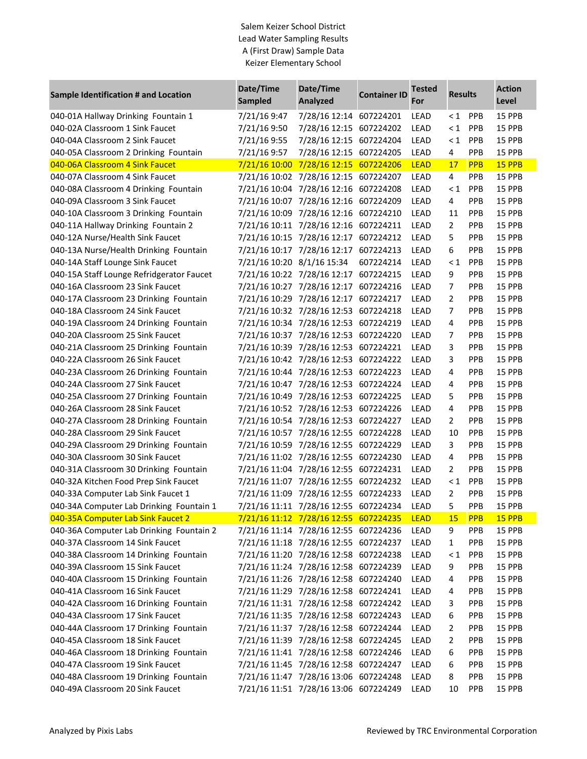Salem Keizer School District
Lead Water Sampling Results
A (First Draw) Sample Data
Keizer Elementary School

| Sample Identification # and Location | Date/Time Sampled | Date/Time Analyzed | Container ID | Tested For | Results | | Action Level |
|---|---|---|---|---|---|---|---|
| 040-01A Hallway Drinking Fountain 1 | 7/21/16 9:47 | 7/28/16 12:14 | 607224201 | LEAD | < 1 | PPB | 15 PPB |
| 040-02A Classroom 1 Sink Faucet | 7/21/16 9:50 | 7/28/16 12:15 | 607224202 | LEAD | < 1 | PPB | 15 PPB |
| 040-04A Classroom 2 Sink Faucet | 7/21/16 9:55 | 7/28/16 12:15 | 607224204 | LEAD | < 1 | PPB | 15 PPB |
| 040-05A Classroom 2 Drinking Fountain | 7/21/16 9:57 | 7/28/16 12:15 | 607224205 | LEAD | 4 | PPB | 15 PPB |
| 040-06A Classroom 4 Sink Faucet | 7/21/16 10:00 | 7/28/16 12:15 | 607224206 | LEAD | 17 | PPB | 15 PPB |
| 040-07A Classroom 4 Sink Faucet | 7/21/16 10:02 | 7/28/16 12:15 | 607224207 | LEAD | 4 | PPB | 15 PPB |
| 040-08A Classroom 4 Drinking Fountain | 7/21/16 10:04 | 7/28/16 12:16 | 607224208 | LEAD | < 1 | PPB | 15 PPB |
| 040-09A Classroom 3 Sink Faucet | 7/21/16 10:07 | 7/28/16 12:16 | 607224209 | LEAD | 4 | PPB | 15 PPB |
| 040-10A Classroom 3 Drinking Fountain | 7/21/16 10:09 | 7/28/16 12:16 | 607224210 | LEAD | 11 | PPB | 15 PPB |
| 040-11A Hallway Drinking Fountain 2 | 7/21/16 10:11 | 7/28/16 12:16 | 607224211 | LEAD | 2 | PPB | 15 PPB |
| 040-12A Nurse/Health Sink Faucet | 7/21/16 10:15 | 7/28/16 12:17 | 607224212 | LEAD | 5 | PPB | 15 PPB |
| 040-13A Nurse/Health Drinking Fountain | 7/21/16 10:17 | 7/28/16 12:17 | 607224213 | LEAD | 6 | PPB | 15 PPB |
| 040-14A Staff Lounge Sink Faucet | 7/21/16 10:20 | 8/1/16 15:34 | 607224214 | LEAD | < 1 | PPB | 15 PPB |
| 040-15A Staff Lounge Refridgerator Faucet | 7/21/16 10:22 | 7/28/16 12:17 | 607224215 | LEAD | 9 | PPB | 15 PPB |
| 040-16A Classroom 23 Sink Faucet | 7/21/16 10:27 | 7/28/16 12:17 | 607224216 | LEAD | 7 | PPB | 15 PPB |
| 040-17A Classroom 23 Drinking Fountain | 7/21/16 10:29 | 7/28/16 12:17 | 607224217 | LEAD | 2 | PPB | 15 PPB |
| 040-18A Classroom 24 Sink Faucet | 7/21/16 10:32 | 7/28/16 12:53 | 607224218 | LEAD | 7 | PPB | 15 PPB |
| 040-19A Classroom 24 Drinking Fountain | 7/21/16 10:34 | 7/28/16 12:53 | 607224219 | LEAD | 4 | PPB | 15 PPB |
| 040-20A Classroom 25 Sink Faucet | 7/21/16 10:37 | 7/28/16 12:53 | 607224220 | LEAD | 7 | PPB | 15 PPB |
| 040-21A Classroom 25 Drinking Fountain | 7/21/16 10:39 | 7/28/16 12:53 | 607224221 | LEAD | 3 | PPB | 15 PPB |
| 040-22A Classroom 26 Sink Faucet | 7/21/16 10:42 | 7/28/16 12:53 | 607224222 | LEAD | 3 | PPB | 15 PPB |
| 040-23A Classroom 26 Drinking Fountain | 7/21/16 10:44 | 7/28/16 12:53 | 607224223 | LEAD | 4 | PPB | 15 PPB |
| 040-24A Classroom 27 Sink Faucet | 7/21/16 10:47 | 7/28/16 12:53 | 607224224 | LEAD | 4 | PPB | 15 PPB |
| 040-25A Classroom 27 Drinking Fountain | 7/21/16 10:49 | 7/28/16 12:53 | 607224225 | LEAD | 5 | PPB | 15 PPB |
| 040-26A Classroom 28 Sink Faucet | 7/21/16 10:52 | 7/28/16 12:53 | 607224226 | LEAD | 4 | PPB | 15 PPB |
| 040-27A Classroom 28 Drinking Fountain | 7/21/16 10:54 | 7/28/16 12:53 | 607224227 | LEAD | 2 | PPB | 15 PPB |
| 040-28A Classroom 29 Sink Faucet | 7/21/16 10:57 | 7/28/16 12:55 | 607224228 | LEAD | 10 | PPB | 15 PPB |
| 040-29A Classroom 29 Drinking Fountain | 7/21/16 10:59 | 7/28/16 12:55 | 607224229 | LEAD | 3 | PPB | 15 PPB |
| 040-30A Classroom 30 Sink Faucet | 7/21/16 11:02 | 7/28/16 12:55 | 607224230 | LEAD | 4 | PPB | 15 PPB |
| 040-31A Classroom 30 Drinking Fountain | 7/21/16 11:04 | 7/28/16 12:55 | 607224231 | LEAD | 2 | PPB | 15 PPB |
| 040-32A Kitchen Food Prep Sink Faucet | 7/21/16 11:07 | 7/28/16 12:55 | 607224232 | LEAD | < 1 | PPB | 15 PPB |
| 040-33A Computer Lab Sink Faucet 1 | 7/21/16 11:09 | 7/28/16 12:55 | 607224233 | LEAD | 2 | PPB | 15 PPB |
| 040-34A Computer Lab Drinking Fountain 1 | 7/21/16 11:11 | 7/28/16 12:55 | 607224234 | LEAD | 5 | PPB | 15 PPB |
| 040-35A Computer Lab Sink Faucet 2 | 7/21/16 11:12 | 7/28/16 12:55 | 607224235 | LEAD | 15 | PPB | 15 PPB |
| 040-36A Computer Lab Drinking Fountain 2 | 7/21/16 11:14 | 7/28/16 12:55 | 607224236 | LEAD | 9 | PPB | 15 PPB |
| 040-37A Classroom 14 Sink Faucet | 7/21/16 11:18 | 7/28/16 12:55 | 607224237 | LEAD | 1 | PPB | 15 PPB |
| 040-38A Classroom 14 Drinking Fountain | 7/21/16 11:20 | 7/28/16 12:58 | 607224238 | LEAD | < 1 | PPB | 15 PPB |
| 040-39A Classroom 15 Sink Faucet | 7/21/16 11:24 | 7/28/16 12:58 | 607224239 | LEAD | 9 | PPB | 15 PPB |
| 040-40A Classroom 15 Drinking Fountain | 7/21/16 11:26 | 7/28/16 12:58 | 607224240 | LEAD | 4 | PPB | 15 PPB |
| 040-41A Classroom 16 Sink Faucet | 7/21/16 11:29 | 7/28/16 12:58 | 607224241 | LEAD | 4 | PPB | 15 PPB |
| 040-42A Classroom 16 Drinking Fountain | 7/21/16 11:31 | 7/28/16 12:58 | 607224242 | LEAD | 3 | PPB | 15 PPB |
| 040-43A Classroom 17 Sink Faucet | 7/21/16 11:35 | 7/28/16 12:58 | 607224243 | LEAD | 6 | PPB | 15 PPB |
| 040-44A Classroom 17 Drinking Fountain | 7/21/16 11:37 | 7/28/16 12:58 | 607224244 | LEAD | 2 | PPB | 15 PPB |
| 040-45A Classroom 18 Sink Faucet | 7/21/16 11:39 | 7/28/16 12:58 | 607224245 | LEAD | 2 | PPB | 15 PPB |
| 040-46A Classroom 18 Drinking Fountain | 7/21/16 11:41 | 7/28/16 12:58 | 607224246 | LEAD | 6 | PPB | 15 PPB |
| 040-47A Classroom 19 Sink Faucet | 7/21/16 11:45 | 7/28/16 12:58 | 607224247 | LEAD | 6 | PPB | 15 PPB |
| 040-48A Classroom 19 Drinking Fountain | 7/21/16 11:47 | 7/28/16 13:06 | 607224248 | LEAD | 8 | PPB | 15 PPB |
| 040-49A Classroom 20 Sink Faucet | 7/21/16 11:51 | 7/28/16 13:06 | 607224249 | LEAD | 10 | PPB | 15 PPB |

Analyzed by Pixis Labs

Reviewed by TRC Environmental Corporation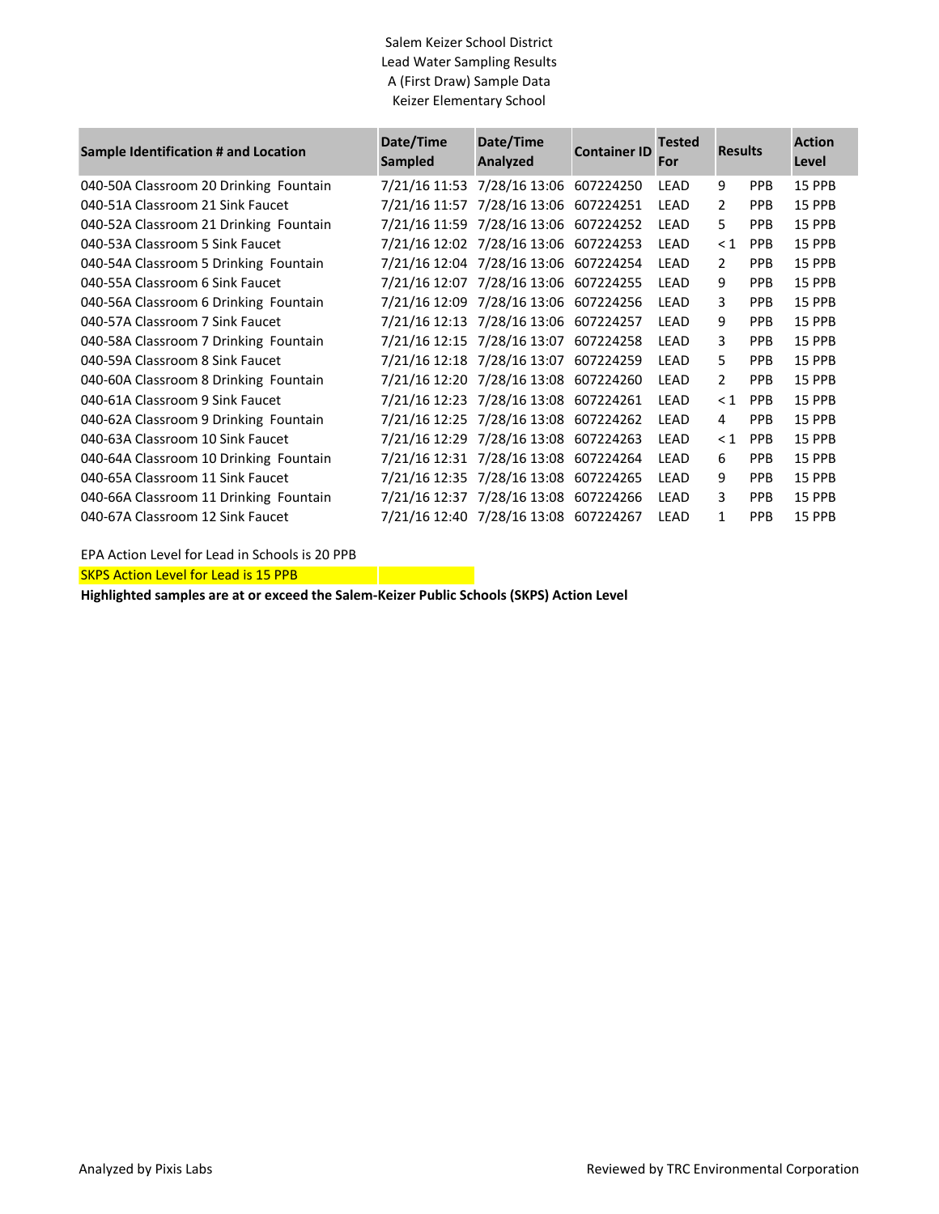Salem Keizer School District
Lead Water Sampling Results
A (First Draw) Sample Data
Keizer Elementary School

| Sample Identification # and Location | Date/Time Sampled | Date/Time Analyzed | Container ID | Tested For | Results | | Action Level |
|---|---|---|---|---|---|---|---|
| 040-50A Classroom 20 Drinking Fountain | 7/21/16 11:53 | 7/28/16 13:06 | 607224250 | LEAD | 9 | PPB | 15 PPB |
| 040-51A Classroom 21 Sink Faucet | 7/21/16 11:57 | 7/28/16 13:06 | 607224251 | LEAD | 2 | PPB | 15 PPB |
| 040-52A Classroom 21 Drinking Fountain | 7/21/16 11:59 | 7/28/16 13:06 | 607224252 | LEAD | 5 | PPB | 15 PPB |
| 040-53A Classroom 5 Sink Faucet | 7/21/16 12:02 | 7/28/16 13:06 | 607224253 | LEAD | < 1 | PPB | 15 PPB |
| 040-54A Classroom 5 Drinking Fountain | 7/21/16 12:04 | 7/28/16 13:06 | 607224254 | LEAD | 2 | PPB | 15 PPB |
| 040-55A Classroom 6 Sink Faucet | 7/21/16 12:07 | 7/28/16 13:06 | 607224255 | LEAD | 9 | PPB | 15 PPB |
| 040-56A Classroom 6 Drinking Fountain | 7/21/16 12:09 | 7/28/16 13:06 | 607224256 | LEAD | 3 | PPB | 15 PPB |
| 040-57A Classroom 7 Sink Faucet | 7/21/16 12:13 | 7/28/16 13:06 | 607224257 | LEAD | 9 | PPB | 15 PPB |
| 040-58A Classroom 7 Drinking Fountain | 7/21/16 12:15 | 7/28/16 13:07 | 607224258 | LEAD | 3 | PPB | 15 PPB |
| 040-59A Classroom 8 Sink Faucet | 7/21/16 12:18 | 7/28/16 13:07 | 607224259 | LEAD | 5 | PPB | 15 PPB |
| 040-60A Classroom 8 Drinking Fountain | 7/21/16 12:20 | 7/28/16 13:08 | 607224260 | LEAD | 2 | PPB | 15 PPB |
| 040-61A Classroom 9 Sink Faucet | 7/21/16 12:23 | 7/28/16 13:08 | 607224261 | LEAD | < 1 | PPB | 15 PPB |
| 040-62A Classroom 9 Drinking Fountain | 7/21/16 12:25 | 7/28/16 13:08 | 607224262 | LEAD | 4 | PPB | 15 PPB |
| 040-63A Classroom 10 Sink Faucet | 7/21/16 12:29 | 7/28/16 13:08 | 607224263 | LEAD | < 1 | PPB | 15 PPB |
| 040-64A Classroom 10 Drinking Fountain | 7/21/16 12:31 | 7/28/16 13:08 | 607224264 | LEAD | 6 | PPB | 15 PPB |
| 040-65A Classroom 11 Sink Faucet | 7/21/16 12:35 | 7/28/16 13:08 | 607224265 | LEAD | 9 | PPB | 15 PPB |
| 040-66A Classroom 11 Drinking Fountain | 7/21/16 12:37 | 7/28/16 13:08 | 607224266 | LEAD | 3 | PPB | 15 PPB |
| 040-67A Classroom 12 Sink Faucet | 7/21/16 12:40 | 7/28/16 13:08 | 607224267 | LEAD | 1 | PPB | 15 PPB |

EPA Action Level for Lead in Schools is 20 PPB

SKPS Action Level for Lead is 15 PPB

**Highlighted samples are at or exceed the Salem-Keizer Public Schools (SKPS) Action Level**

Analyzed by Pixis Labs

Reviewed by TRC Environmental Corporation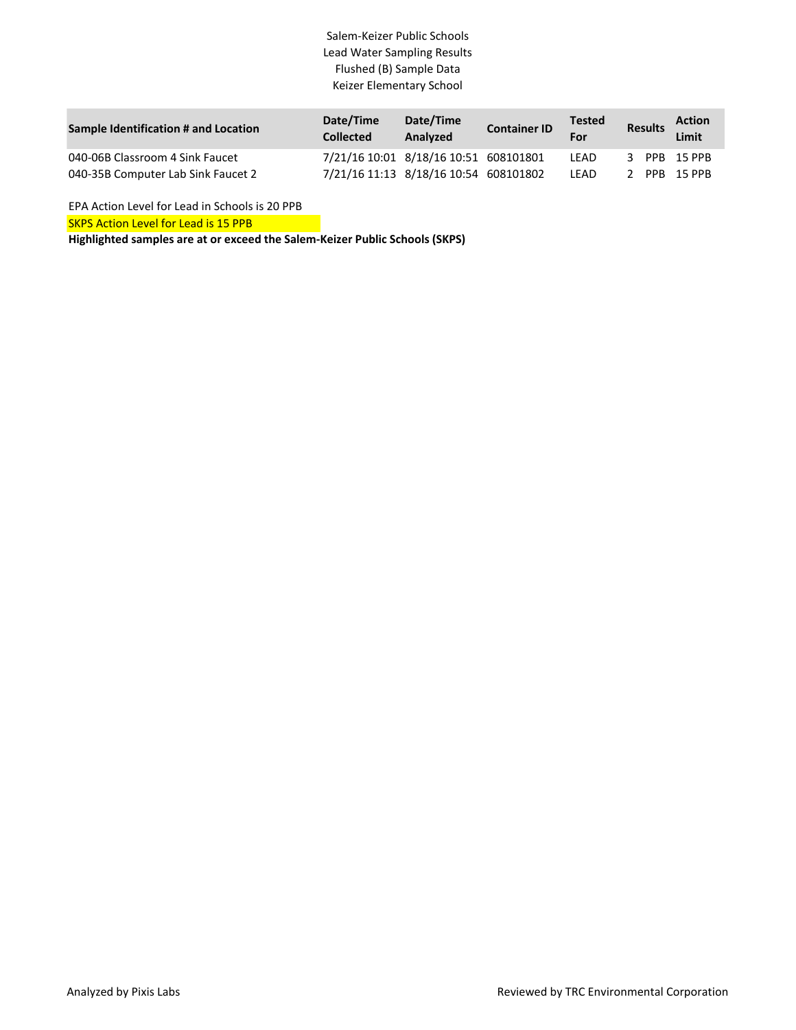Salem-Keizer Public Schools
Lead Water Sampling Results
Flushed (B) Sample Data
Keizer Elementary School

| Sample Identification # and Location | Date/Time Collected | Date/Time Analyzed | Container ID | Tested For | Results | Action Limit |
|---|---|---|---|---|---|---|
| 040-06B Classroom 4 Sink Faucet | 7/21/16 10:01 | 8/18/16 10:51 | 608101801 | LEAD | 3 PPB | 15 PPB |
| 040-35B Computer Lab Sink Faucet 2 | 7/21/16 11:13 | 8/18/16 10:54 | 608101802 | LEAD | 2 PPB | 15 PPB |

EPA Action Level for Lead in Schools is 20 PPB

SKPS Action Level for Lead is 15 PPB

**Highlighted samples are at or exceed the Salem-Keizer Public Schools (SKPS)**

Analyzed by Pixis Labs

Reviewed by TRC Environmental Corporation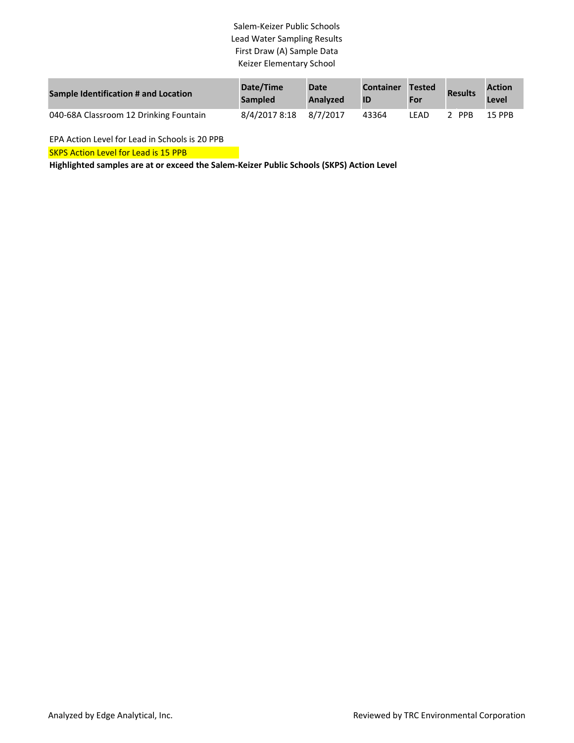Salem-Keizer Public Schools
Lead Water Sampling Results
First Draw (A) Sample Data
Keizer Elementary School

| Sample Identification # and Location | Date/Time Sampled | Date Analyzed | Container ID | Tested For | Results | Action Level |
|---|---|---|---|---|---|---|
| 040-68A Classroom 12 Drinking Fountain | 8/4/2017 8:18 | 8/7/2017 | 43364 | LEAD | 2 PPB | 15 PPB |

EPA Action Level for Lead in Schools is 20 PPB

SKPS Action Level for Lead is 15 PPB

**Highlighted samples are at or exceed the Salem-Keizer Public Schools (SKPS) Action Level**

Analyzed by Edge Analytical, Inc.

Reviewed by TRC Environmental Corporation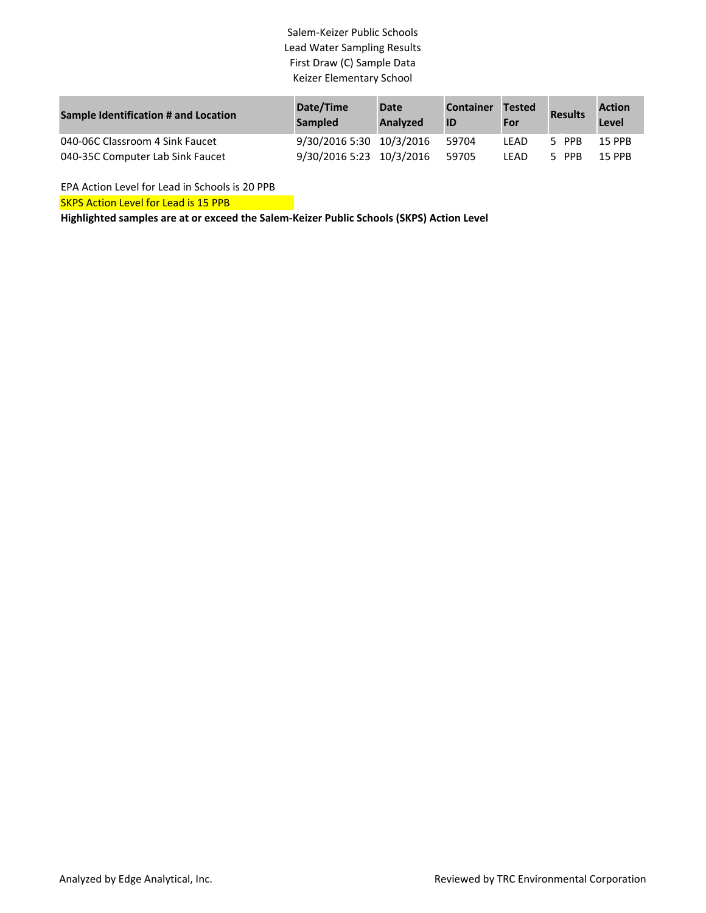Salem-Keizer Public Schools
Lead Water Sampling Results
First Draw (C) Sample Data
Keizer Elementary School

| Sample Identification # and Location | Date/Time Sampled | Date Analyzed | Container ID | Tested For | Results | Action Level |
|---|---|---|---|---|---|---|
| 040-06C Classroom 4 Sink Faucet | 9/30/2016 5:30 | 10/3/2016 | 59704 | LEAD | 5 PPB | 15 PPB |
| 040-35C Computer Lab Sink Faucet | 9/30/2016 5:23 | 10/3/2016 | 59705 | LEAD | 5 PPB | 15 PPB |

EPA Action Level for Lead in Schools is 20 PPB

SKPS Action Level for Lead is 15 PPB

**Highlighted samples are at or exceed the Salem-Keizer Public Schools (SKPS) Action Level**

Analyzed by Edge Analytical, Inc.

Reviewed by TRC Environmental Corporation